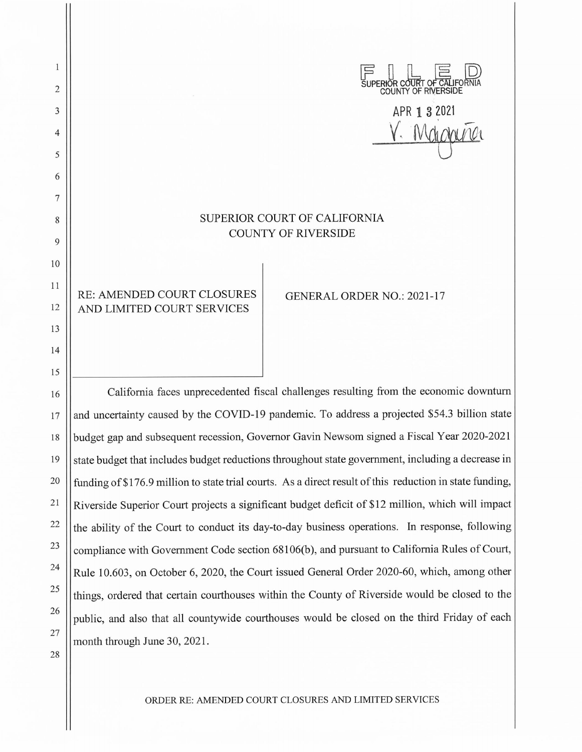FILED
SUPERIOR COURT OF CALIFORNIA
COUNTY OF RIVERSIDE

APR 13 2021

V. Magaña

# SUPERIOR COURT OF CALIFORNIA
# COUNTY OF RIVERSIDE

RE: AMENDED COURT CLOSURES AND LIMITED COURT SERVICES

GENERAL ORDER NO.: 2021-17

California faces unprecedented fiscal challenges resulting from the economic downturn and uncertainty caused by the COVID-19 pandemic. To address a projected $54.3 billion state budget gap and subsequent recession, Governor Gavin Newsom signed a Fiscal Year 2020-2021 state budget that includes budget reductions throughout state government, including a decrease in funding of $176.9 million to state trial courts. As a direct result of this reduction in state funding, Riverside Superior Court projects a significant budget deficit of $12 million, which will impact the ability of the Court to conduct its day-to-day business operations. In response, following compliance with Government Code section 68106(b), and pursuant to California Rules of Court, Rule 10.603, on October 6, 2020, the Court issued General Order 2020-60, which, among other things, ordered that certain courthouses within the County of Riverside would be closed to the public, and also that all countywide courthouses would be closed on the third Friday of each month through June 30, 2021.

ORDER RE: AMENDED COURT CLOSURES AND LIMITED SERVICES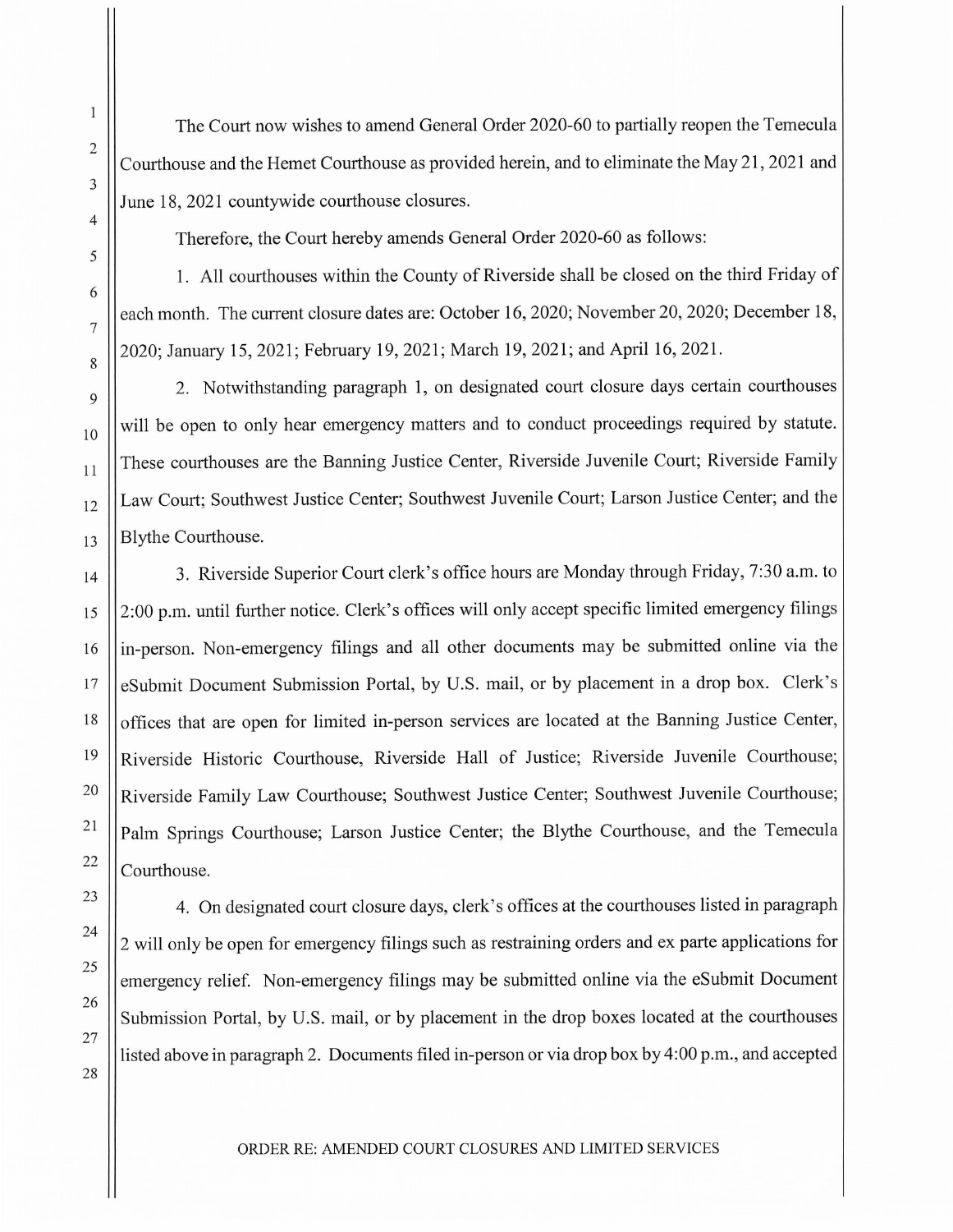The Court now wishes to amend General Order 2020-60 to partially reopen the Temecula Courthouse and the Hemet Courthouse as provided herein, and to eliminate the May 21, 2021 and June 18, 2021 countywide courthouse closures.

Therefore, the Court hereby amends General Order 2020-60 as follows:

1. All courthouses within the County of Riverside shall be closed on the third Friday of each month. The current closure dates are: October 16, 2020; November 20, 2020; December 18, 2020; January 15, 2021; February 19, 2021; March 19, 2021; and April 16, 2021.

2. Notwithstanding paragraph 1, on designated court closure days certain courthouses will be open to only hear emergency matters and to conduct proceedings required by statute. These courthouses are the Banning Justice Center, Riverside Juvenile Court; Riverside Family Law Court; Southwest Justice Center; Southwest Juvenile Court; Larson Justice Center; and the Blythe Courthouse.

3. Riverside Superior Court clerk's office hours are Monday through Friday, 7:30 a.m. to 2:00 p.m. until further notice. Clerk's offices will only accept specific limited emergency filings in-person. Non-emergency filings and all other documents may be submitted online via the eSubmit Document Submission Portal, by U.S. mail, or by placement in a drop box. Clerk's offices that are open for limited in-person services are located at the Banning Justice Center, Riverside Historic Courthouse, Riverside Hall of Justice; Riverside Juvenile Courthouse; Riverside Family Law Courthouse; Southwest Justice Center; Southwest Juvenile Courthouse; Palm Springs Courthouse; Larson Justice Center; the Blythe Courthouse, and the Temecula Courthouse.

4. On designated court closure days, clerk's offices at the courthouses listed in paragraph 2 will only be open for emergency filings such as restraining orders and ex parte applications for emergency relief. Non-emergency filings may be submitted online via the eSubmit Document Submission Portal, by U.S. mail, or by placement in the drop boxes located at the courthouses listed above in paragraph 2. Documents filed in-person or via drop box by 4:00 p.m., and accepted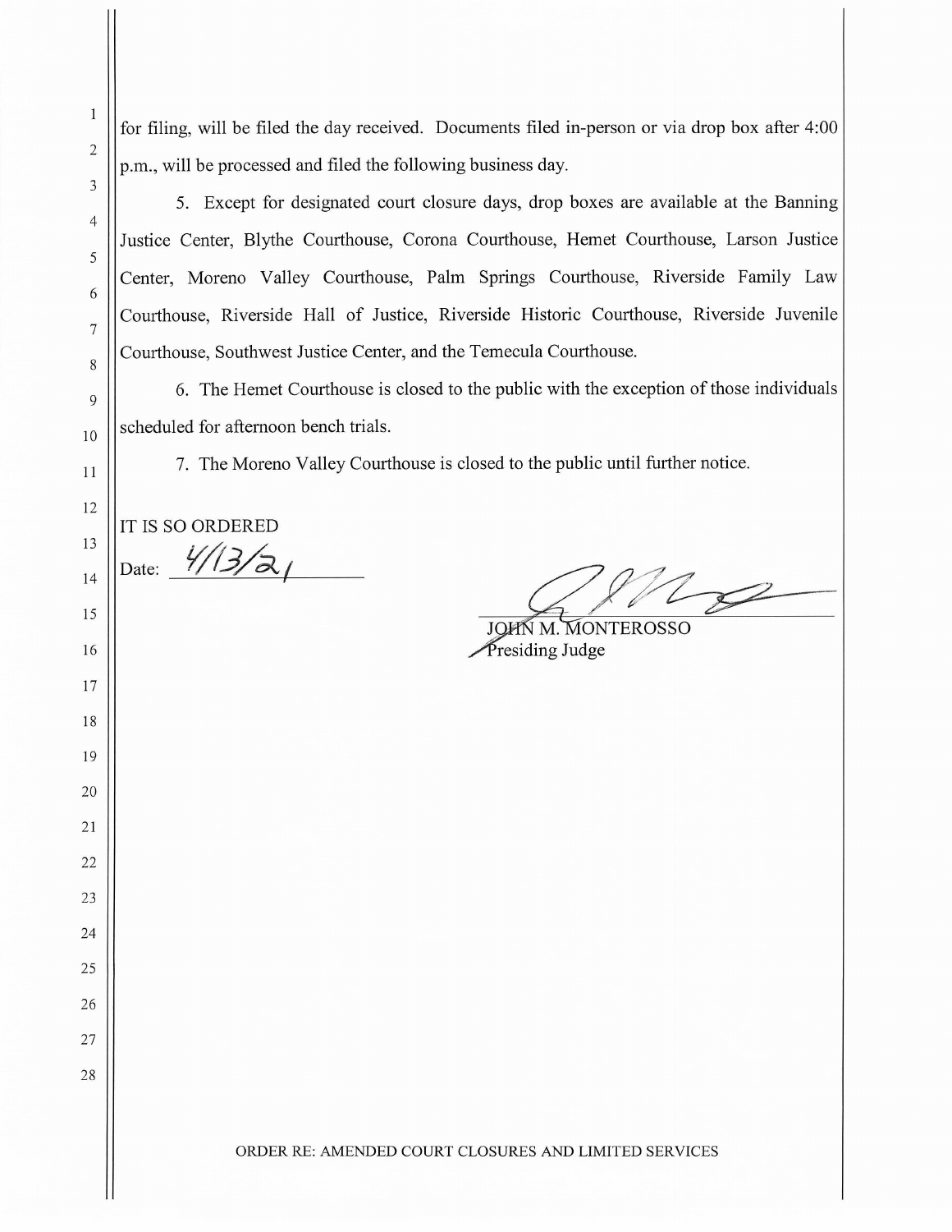for filing, will be filed the day received. Documents filed in-person or via drop box after 4:00 p.m., will be processed and filed the following business day.

5. Except for designated court closure days, drop boxes are available at the Banning Justice Center, Blythe Courthouse, Corona Courthouse, Hemet Courthouse, Larson Justice Center, Moreno Valley Courthouse, Palm Springs Courthouse, Riverside Family Law Courthouse, Riverside Hall of Justice, Riverside Historic Courthouse, Riverside Juvenile Courthouse, Southwest Justice Center, and the Temecula Courthouse.

6. The Hemet Courthouse is closed to the public with the exception of those individuals scheduled for afternoon bench trials.

7. The Moreno Valley Courthouse is closed to the public until further notice.

IT IS SO ORDERED

Date: 4/13/21

JOHN M. MONTEROSSO
Presiding Judge

ORDER RE: AMENDED COURT CLOSURES AND LIMITED SERVICES